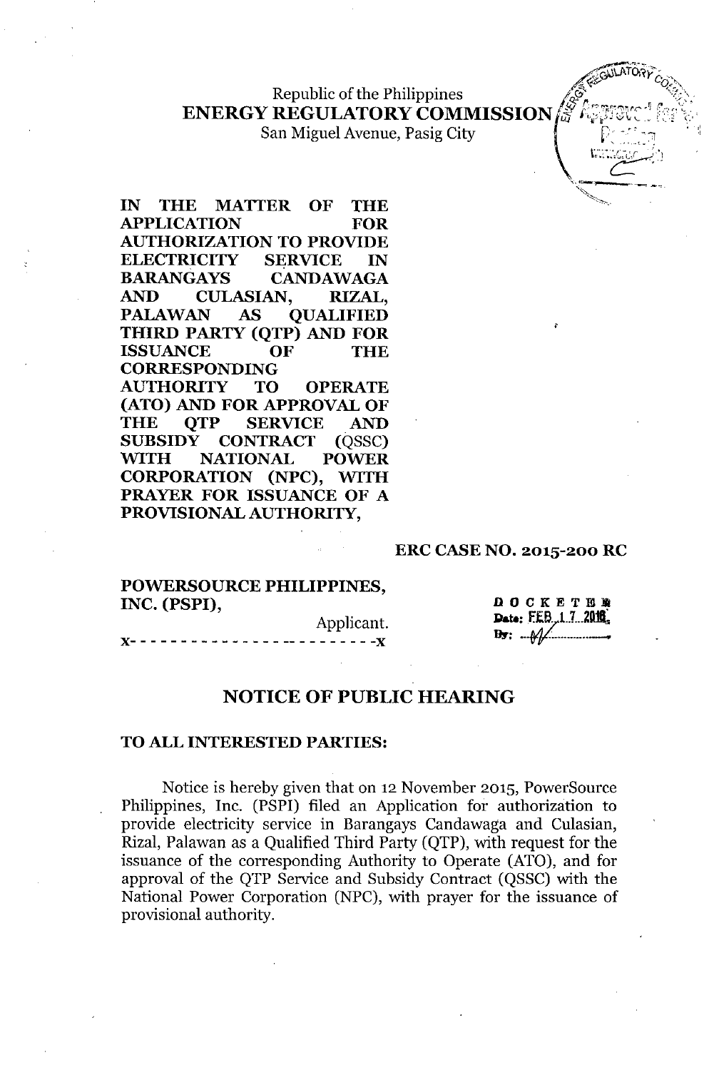Republic of the Philippines
**ENERGY REGULATORY COMMISSION**
San Miguel Avenue, Pasig City

**IN THE MATTER OF THE APPLICATION FOR AUTHORIZATION TO PROVIDE ELECTRICITY SERVICE IN BARANGAYS CANDAWAGA AND CULASIAN, RIZAL, PALAWAN AS QUALIFIED THIRD PARTY (QTP) AND FOR ISSUANCE OF THE CORRESPONDING AUTHORITY TO OPERATE (ATO) AND FOR APPROVAL OF THE QTP SERVICE AND SUBSIDY CONTRACT (QSSC) WITH NATIONAL POWER CORPORATION (NPC), WITH PRAYER FOR ISSUANCE OF A PROVISIONAL AUTHORITY,**

**ERC CASE NO. 2015-200 RC**

**POWERSOURCE PHILIPPINES, INC. (PSPI),**
Applicant.
x- - - - - - - - - - - - - - - - - - - - - - - - -x

DOCKETED
Date: FEB 17 2016
By: ___

## NOTICE OF PUBLIC HEARING

**TO ALL INTERESTED PARTIES:**

Notice is hereby given that on 12 November 2015, PowerSource Philippines, Inc. (PSPI) filed an Application for authorization to provide electricity service in Barangays Candawaga and Culasian, Rizal, Palawan as a Qualified Third Party (QTP), with request for the issuance of the corresponding Authority to Operate (ATO), and for approval of the QTP Service and Subsidy Contract (QSSC) with the National Power Corporation (NPC), with prayer for the issuance of provisional authority.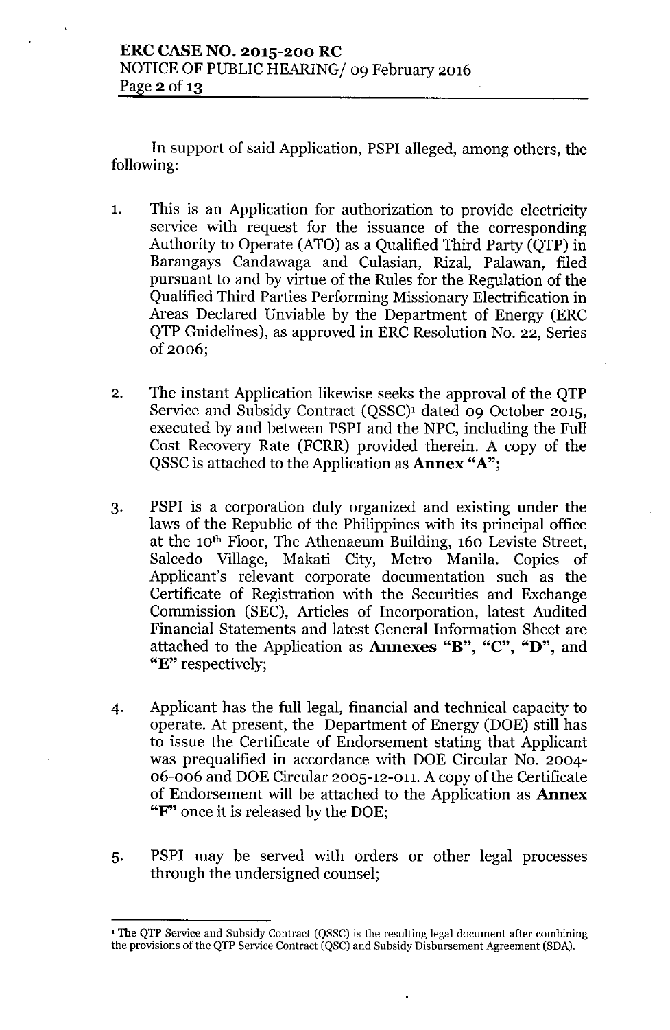In support of said Application, PSPI alleged, among others, the following:

1. This is an Application for authorization to provide electricity service with request for the issuance of the corresponding Authority to Operate (ATO) as a Qualified Third Party (QTP) in Barangays Candawaga and Culasian, Rizal, Palawan, filed pursuant to and by virtue of the Rules for the Regulation of the Qualified Third Parties Performing Missionary Electrification in Areas Declared Unviable by the Department of Energy (ERC QTP Guidelines), as approved in ERC Resolution No. 22, Series of 2006;

2. The instant Application likewise seeks the approval of the QTP Service and Subsidy Contract (QSSC)[1] dated 09 October 2015, executed by and between PSPI and the NPC, including the Full Cost Recovery Rate (FCRR) provided therein. A copy of the QSSC is attached to the Application as **Annex "A"**;

3. PSPI is a corporation duly organized and existing under the laws of the Republic of the Philippines with its principal office at the 10th Floor, The Athenaeum Building, 160 Leviste Street, Salcedo Village, Makati City, Metro Manila. Copies of Applicant's relevant corporate documentation such as the Certificate of Registration with the Securities and Exchange Commission (SEC), Articles of Incorporation, latest Audited Financial Statements and latest General Information Sheet are attached to the Application as **Annexes "B", "C", "D"**, and **"E"** respectively;

4. Applicant has the full legal, financial and technical capacity to operate. At present, the Department of Energy (DOE) still has to issue the Certificate of Endorsement stating that Applicant was prequalified in accordance with DOE Circular No. 2004-06-006 and DOE Circular 2005-12-011. A copy of the Certificate of Endorsement will be attached to the Application as **Annex "F"** once it is released by the DOE;

5. PSPI may be served with orders or other legal processes through the undersigned counsel;

---

[1] The QTP Service and Subsidy Contract (QSSC) is the resulting legal document after combining the provisions of the QTP Service Contract (QSC) and Subsidy Disbursement Agreement (SDA).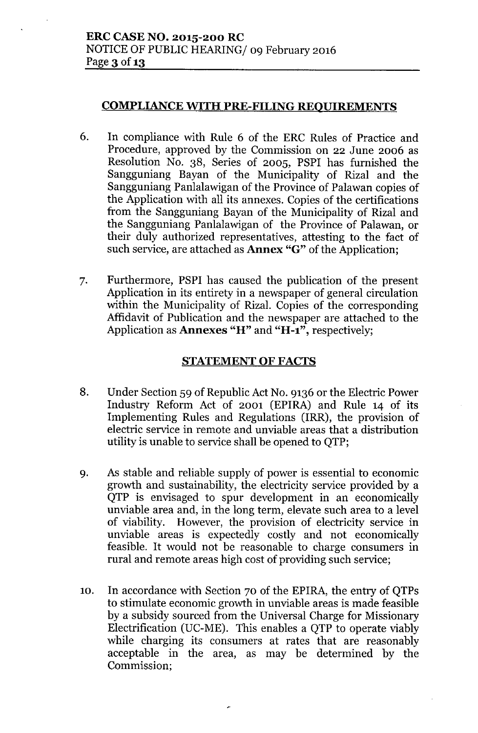## COMPLIANCE WITH PRE-FILING REQUIREMENTS

6. In compliance with Rule 6 of the ERC Rules of Practice and Procedure, approved by the Commission on 22 June 2006 as Resolution No. 38, Series of 2005, PSPI has furnished the Sangguniang Bayan of the Municipality of Rizal and the Sangguniang Panlalawigan of the Province of Palawan copies of the Application with all its annexes. Copies of the certifications from the Sangguniang Bayan of the Municipality of Rizal and the Sangguniang Panlalawigan of the Province of Palawan, or their duly authorized representatives, attesting to the fact of such service, are attached as **Annex "G"** of the Application;

7. Furthermore, PSPI has caused the publication of the present Application in its entirety in a newspaper of general circulation within the Municipality of Rizal. Copies of the corresponding Affidavit of Publication and the newspaper are attached to the Application as **Annexes "H"** and **"H-1"**, respectively;

## STATEMENT OF FACTS

8. Under Section 59 of Republic Act No. 9136 or the Electric Power Industry Reform Act of 2001 (EPIRA) and Rule 14 of its Implementing Rules and Regulations (IRR), the provision of electric service in remote and unviable areas that a distribution utility is unable to service shall be opened to QTP;

9. As stable and reliable supply of power is essential to economic growth and sustainability, the electricity service provided by a QTP is envisaged to spur development in an economically unviable area and, in the long term, elevate such area to a level of viability. However, the provision of electricity service in unviable areas is expectedly costly and not economically feasible. It would not be reasonable to charge consumers in rural and remote areas high cost of providing such service;

10. In accordance with Section 70 of the EPIRA, the entry of QTPs to stimulate economic growth in unviable areas is made feasible by a subsidy sourced from the Universal Charge for Missionary Electrification (UC-ME). This enables a QTP to operate viably while charging its consumers at rates that are reasonably acceptable in the area, as may be determined by the Commission;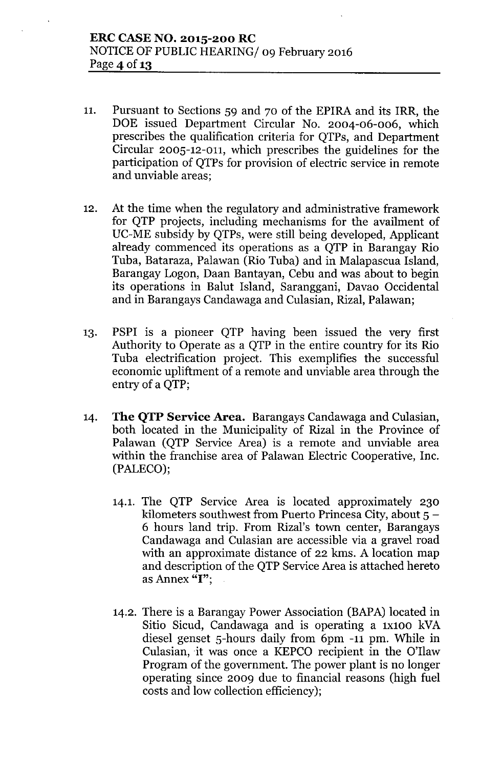11. Pursuant to Sections 59 and 70 of the EPIRA and its IRR, the DOE issued Department Circular No. 2004-06-006, which prescribes the qualification criteria for QTPs, and Department Circular 2005-12-011, which prescribes the guidelines for the participation of QTPs for provision of electric service in remote and unviable areas;

12. At the time when the regulatory and administrative framework for QTP projects, including mechanisms for the availment of UC-ME subsidy by QTPs, were still being developed, Applicant already commenced its operations as a QTP in Barangay Rio Tuba, Bataraza, Palawan (Rio Tuba) and in Malapascua Island, Barangay Logon, Daan Bantayan, Cebu and was about to begin its operations in Balut Island, Saranggani, Davao Occidental and in Barangays Candawaga and Culasian, Rizal, Palawan;

13. PSPI is a pioneer QTP having been issued the very first Authority to Operate as a QTP in the entire country for its Rio Tuba electrification project. This exemplifies the successful economic upliftment of a remote and unviable area through the entry of a QTP;

14. **The QTP Service Area.** Barangays Candawaga and Culasian, both located in the Municipality of Rizal in the Province of Palawan (QTP Service Area) is a remote and unviable area within the franchise area of Palawan Electric Cooperative, Inc. (PALECO);

    14.1. The QTP Service Area is located approximately 230 kilometers southwest from Puerto Princesa City, about 5 – 6 hours land trip. From Rizal's town center, Barangays Candawaga and Culasian are accessible via a gravel road with an approximate distance of 22 kms. A location map and description of the QTP Service Area is attached hereto as Annex "I";

    14.2. There is a Barangay Power Association (BAPA) located in Sitio Sicud, Candawaga and is operating a 1x100 kVA diesel genset 5-hours daily from 6pm -11 pm. While in Culasian, it was once a KEPCO recipient in the O'Ilaw Program of the government. The power plant is no longer operating since 2009 due to financial reasons (high fuel costs and low collection efficiency);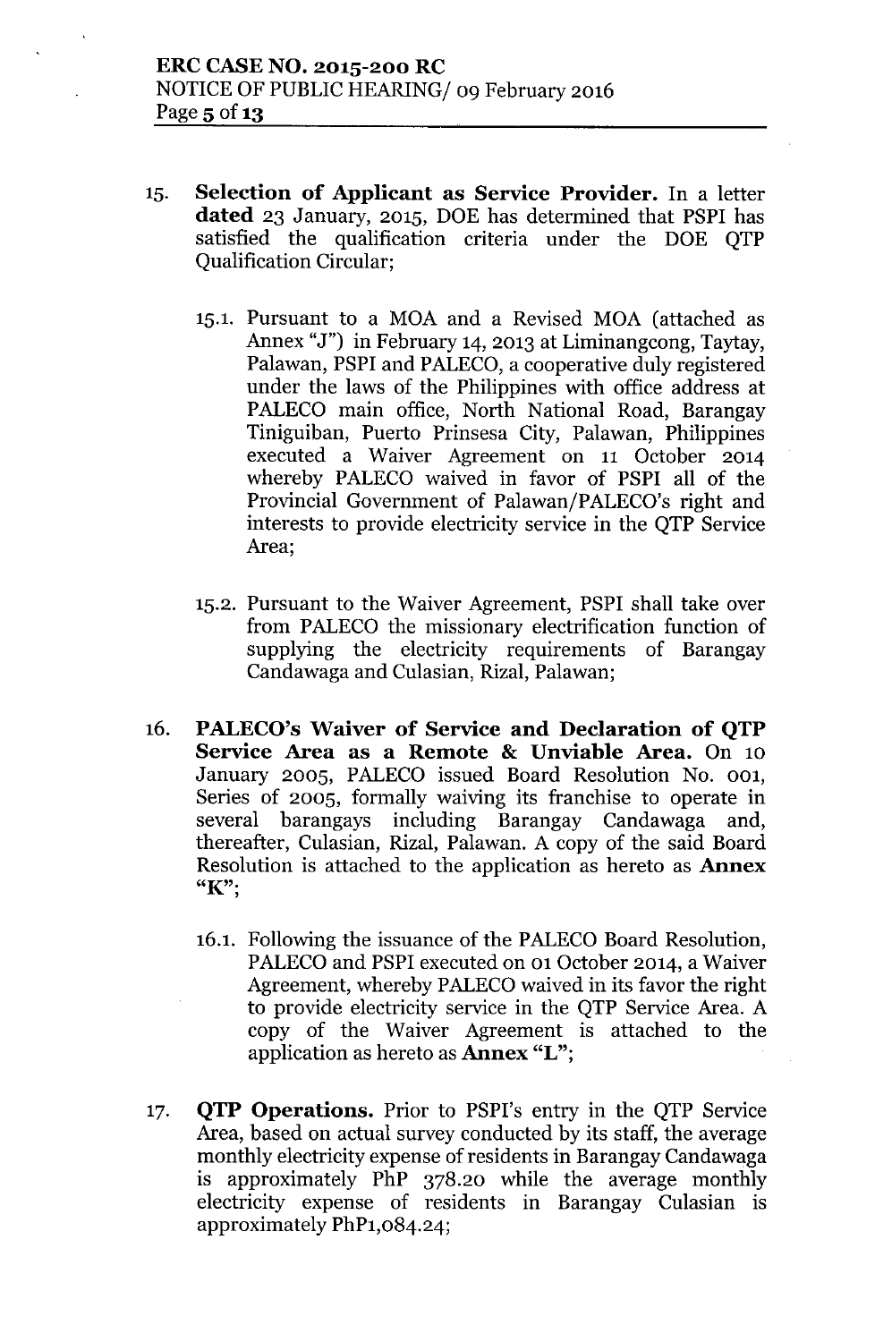15. **Selection of Applicant as Service Provider.** In a letter **dated** 23 January, 2015, DOE has determined that PSPI has satisfied the qualification criteria under the DOE QTP Qualification Circular;

    15.1. Pursuant to a MOA and a Revised MOA (attached as Annex "J") in February 14, 2013 at Liminangcong, Taytay, Palawan, PSPI and PALECO, a cooperative duly registered under the laws of the Philippines with office address at PALECO main office, North National Road, Barangay Tiniguiban, Puerto Prinsesa City, Palawan, Philippines executed a Waiver Agreement on 11 October 2014 whereby PALECO waived in favor of PSPI all of the Provincial Government of Palawan/PALECO's right and interests to provide electricity service in the QTP Service Area;

    15.2. Pursuant to the Waiver Agreement, PSPI shall take over from PALECO the missionary electrification function of supplying the electricity requirements of Barangay Candawaga and Culasian, Rizal, Palawan;

16. **PALECO's Waiver of Service and Declaration of QTP Service Area as a Remote & Unviable Area.** On 10 January 2005, PALECO issued Board Resolution No. 001, Series of 2005, formally waiving its franchise to operate in several barangays including Barangay Candawaga and, thereafter, Culasian, Rizal, Palawan. A copy of the said Board Resolution is attached to the application as hereto as **Annex "K"**;

    16.1. Following the issuance of the PALECO Board Resolution, PALECO and PSPI executed on 01 October 2014, a Waiver Agreement, whereby PALECO waived in its favor the right to provide electricity service in the QTP Service Area. A copy of the Waiver Agreement is attached to the application as hereto as **Annex "L"**;

17. **QTP Operations.** Prior to PSPI's entry in the QTP Service Area, based on actual survey conducted by its staff, the average monthly electricity expense of residents in Barangay Candawaga is approximately PhP 378.20 while the average monthly electricity expense of residents in Barangay Culasian is approximately PhP1,084.24;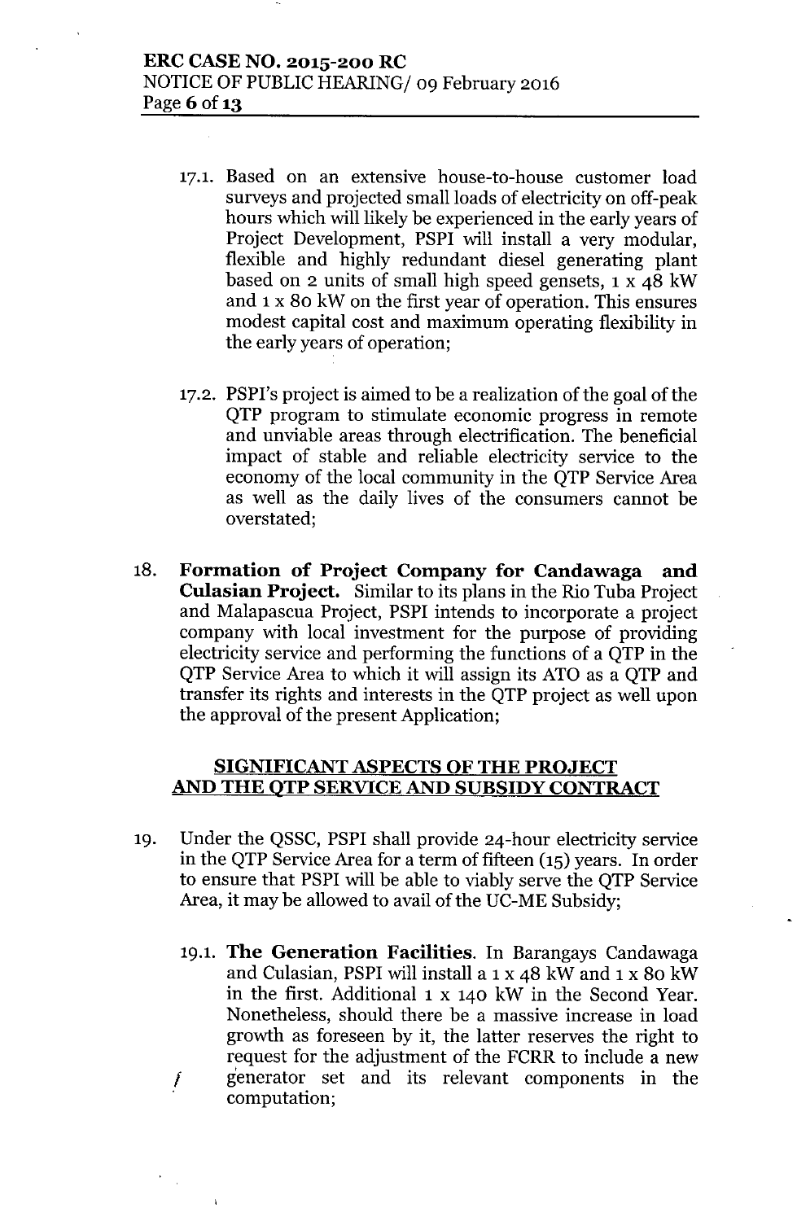17.1. Based on an extensive house-to-house customer load surveys and projected small loads of electricity on off-peak hours which will likely be experienced in the early years of Project Development, PSPI will install a very modular, flexible and highly redundant diesel generating plant based on 2 units of small high speed gensets, 1 x 48 kW and 1 x 80 kW on the first year of operation. This ensures modest capital cost and maximum operating flexibility in the early years of operation;

17.2. PSPI's project is aimed to be a realization of the goal of the QTP program to stimulate economic progress in remote and unviable areas through electrification. The beneficial impact of stable and reliable electricity service to the economy of the local community in the QTP Service Area as well as the daily lives of the consumers cannot be overstated;

18. **Formation of Project Company for Candawaga and Culasian Project.** Similar to its plans in the Rio Tuba Project and Malapascua Project, PSPI intends to incorporate a project company with local investment for the purpose of providing electricity service and performing the functions of a QTP in the QTP Service Area to which it will assign its ATO as a QTP and transfer its rights and interests in the QTP project as well upon the approval of the present Application;

## SIGNIFICANT ASPECTS OF THE PROJECT AND THE QTP SERVICE AND SUBSIDY CONTRACT

19. Under the QSSC, PSPI shall provide 24-hour electricity service in the QTP Service Area for a term of fifteen (15) years. In order to ensure that PSPI will be able to viably serve the QTP Service Area, it may be allowed to avail of the UC-ME Subsidy;

19.1. **The Generation Facilities**. In Barangays Candawaga and Culasian, PSPI will install a 1 x 48 kW and 1 x 80 kW in the first. Additional 1 x 140 kW in the Second Year. Nonetheless, should there be a massive increase in load growth as foreseen by it, the latter reserves the right to request for the adjustment of the FCRR to include a new generator set and its relevant components in the computation;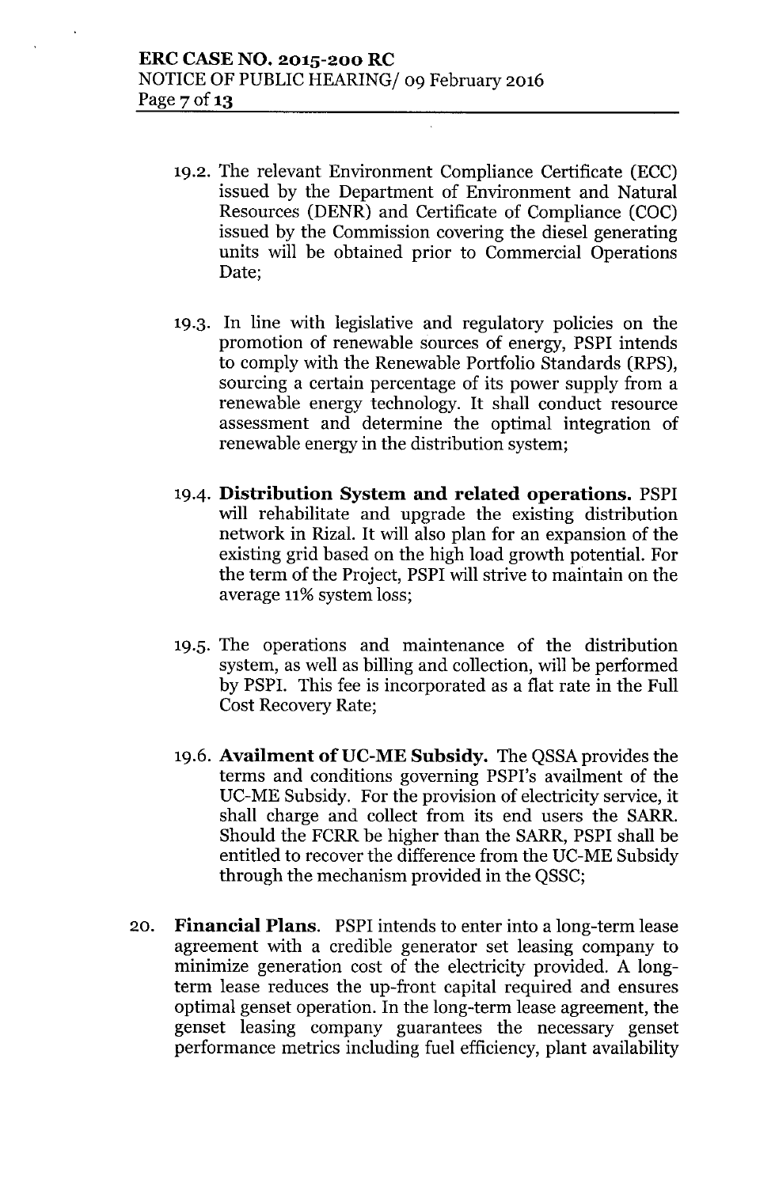19.2. The relevant Environment Compliance Certificate (ECC) issued by the Department of Environment and Natural Resources (DENR) and Certificate of Compliance (COC) issued by the Commission covering the diesel generating units will be obtained prior to Commercial Operations Date;

19.3. In line with legislative and regulatory policies on the promotion of renewable sources of energy, PSPI intends to comply with the Renewable Portfolio Standards (RPS), sourcing a certain percentage of its power supply from a renewable energy technology. It shall conduct resource assessment and determine the optimal integration of renewable energy in the distribution system;

19.4. **Distribution System and related operations.** PSPI will rehabilitate and upgrade the existing distribution network in Rizal. It will also plan for an expansion of the existing grid based on the high load growth potential. For the term of the Project, PSPI will strive to maintain on the average 11% system loss;

19.5. The operations and maintenance of the distribution system, as well as billing and collection, will be performed by PSPI. This fee is incorporated as a flat rate in the Full Cost Recovery Rate;

19.6. **Availment of UC-ME Subsidy.** The QSSA provides the terms and conditions governing PSPI's availment of the UC-ME Subsidy. For the provision of electricity service, it shall charge and collect from its end users the SARR. Should the FCRR be higher than the SARR, PSPI shall be entitled to recover the difference from the UC-ME Subsidy through the mechanism provided in the QSSC;

20. **Financial Plans.** PSPI intends to enter into a long-term lease agreement with a credible generator set leasing company to minimize generation cost of the electricity provided. A long-term lease reduces the up-front capital required and ensures optimal genset operation. In the long-term lease agreement, the genset leasing company guarantees the necessary genset performance metrics including fuel efficiency, plant availability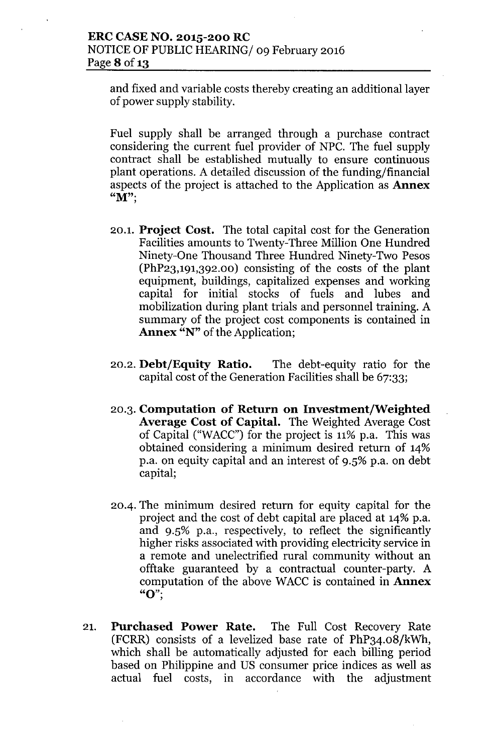and fixed and variable costs thereby creating an additional layer of power supply stability.

Fuel supply shall be arranged through a purchase contract considering the current fuel provider of NPC. The fuel supply contract shall be established mutually to ensure continuous plant operations. A detailed discussion of the funding/financial aspects of the project is attached to the Application as **Annex "M"**;

20.1. **Project Cost.** The total capital cost for the Generation Facilities amounts to Twenty-Three Million One Hundred Ninety-One Thousand Three Hundred Ninety-Two Pesos (PhP23,191,392.00) consisting of the costs of the plant equipment, buildings, capitalized expenses and working capital for initial stocks of fuels and lubes and mobilization during plant trials and personnel training. A summary of the project cost components is contained in **Annex "N"** of the Application;

20.2. **Debt/Equity Ratio.** The debt-equity ratio for the capital cost of the Generation Facilities shall be 67:33;

20.3. **Computation of Return on Investment/Weighted Average Cost of Capital.** The Weighted Average Cost of Capital ("WACC") for the project is 11% p.a. This was obtained considering a minimum desired return of 14% p.a. on equity capital and an interest of 9.5% p.a. on debt capital;

20.4. The minimum desired return for equity capital for the project and the cost of debt capital are placed at 14% p.a. and 9.5% p.a., respectively, to reflect the significantly higher risks associated with providing electricity service in a remote and unelectrified rural community without an offtake guaranteed by a contractual counter-party. A computation of the above WACC is contained in **Annex "O"**;

21. **Purchased Power Rate.** The Full Cost Recovery Rate (FCRR) consists of a levelized base rate of PhP34.08/kWh, which shall be automatically adjusted for each billing period based on Philippine and US consumer price indices as well as actual fuel costs, in accordance with the adjustment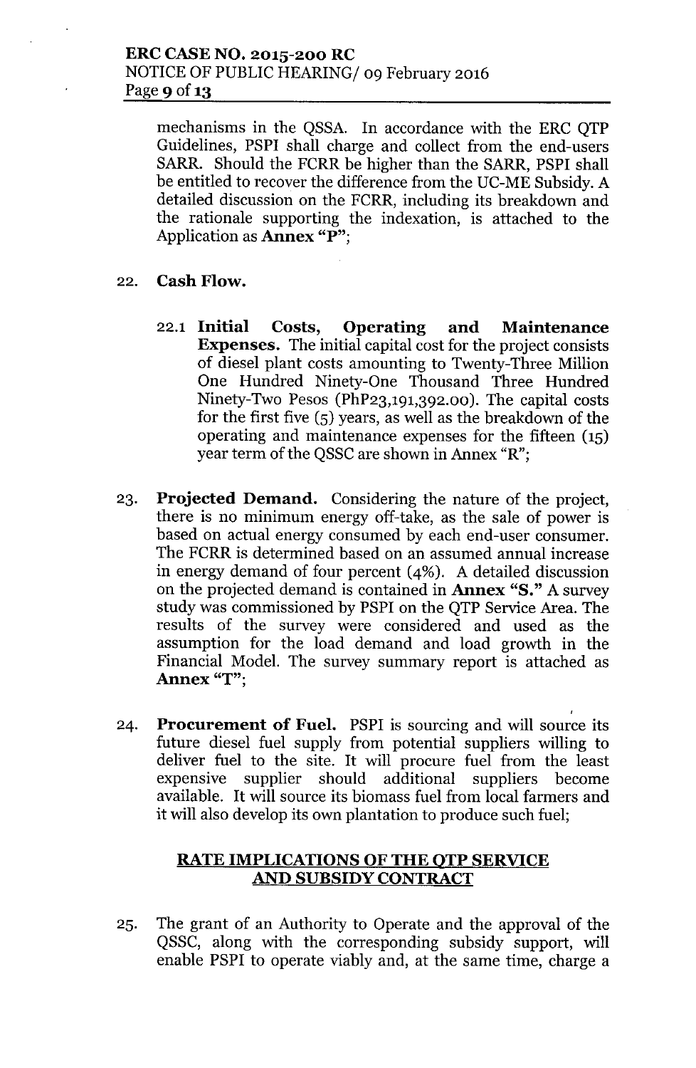mechanisms in the QSSA. In accordance with the ERC QTP Guidelines, PSPI shall charge and collect from the end-users SARR. Should the FCRR be higher than the SARR, PSPI shall be entitled to recover the difference from the UC-ME Subsidy. A detailed discussion on the FCRR, including its breakdown and the rationale supporting the indexation, is attached to the Application as **Annex "P"**;

22. **Cash Flow.**

    22.1 **Initial Costs, Operating and Maintenance Expenses.** The initial capital cost for the project consists of diesel plant costs amounting to Twenty-Three Million One Hundred Ninety-One Thousand Three Hundred Ninety-Two Pesos (PhP23,191,392.00). The capital costs for the first five (5) years, as well as the breakdown of the operating and maintenance expenses for the fifteen (15) year term of the QSSC are shown in Annex "R";

23. **Projected Demand.** Considering the nature of the project, there is no minimum energy off-take, as the sale of power is based on actual energy consumed by each end-user consumer. The FCRR is determined based on an assumed annual increase in energy demand of four percent (4%). A detailed discussion on the projected demand is contained in **Annex "S."** A survey study was commissioned by PSPI on the QTP Service Area. The results of the survey were considered and used as the assumption for the load demand and load growth in the Financial Model. The survey summary report is attached as **Annex "T"**;

24. **Procurement of Fuel.** PSPI is sourcing and will source its future diesel fuel supply from potential suppliers willing to deliver fuel to the site. It will procure fuel from the least expensive supplier should additional suppliers become available. It will source its biomass fuel from local farmers and it will also develop its own plantation to produce such fuel;

## RATE IMPLICATIONS OF THE QTP SERVICE AND SUBSIDY CONTRACT

25. The grant of an Authority to Operate and the approval of the QSSC, along with the corresponding subsidy support, will enable PSPI to operate viably and, at the same time, charge a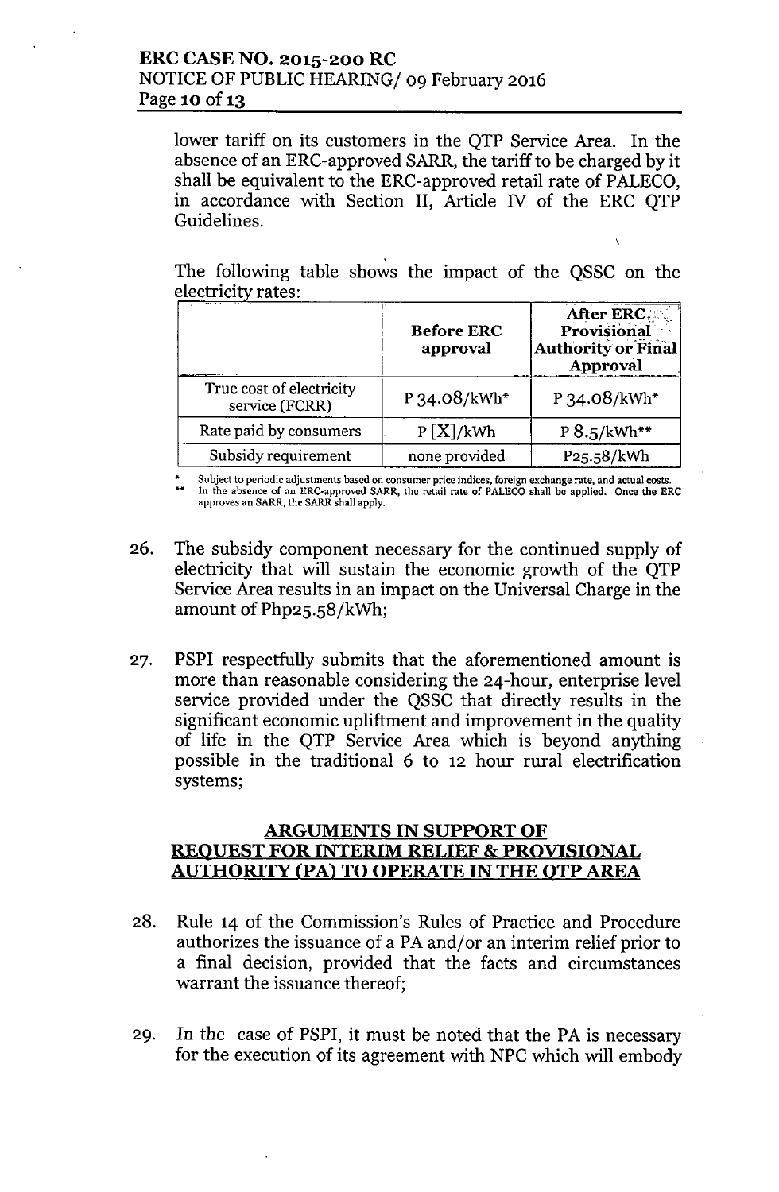lower tariff on its customers in the QTP Service Area. In the absence of an ERC-approved SARR, the tariff to be charged by it shall be equivalent to the ERC-approved retail rate of PALECO, in accordance with Section II, Article IV of the ERC QTP Guidelines.

The following table shows the impact of the QSSC on the electricity rates:

| | Before ERC approval | After ERC Provisional Authority or Final Approval |
|---|---|---|
| True cost of electricity service (FCRR) | P 34.08/kWh* | P 34.08/kWh* |
| Rate paid by consumers | P [X]/kWh | P 8.5/kWh** |
| Subsidy requirement | none provided | P25.58/kWh |

\* Subject to periodic adjustments based on consumer price indices, foreign exchange rate, and actual costs.
\*\* In the absence of an ERC-approved SARR, the retail rate of PALECO shall be applied. Once the ERC approves an SARR, the SARR shall apply.

26. The subsidy component necessary for the continued supply of electricity that will sustain the economic growth of the QTP Service Area results in an impact on the Universal Charge in the amount of Php25.58/kWh;

27. PSPI respectfully submits that the aforementioned amount is more than reasonable considering the 24-hour, enterprise level service provided under the QSSC that directly results in the significant economic upliftment and improvement in the quality of life in the QTP Service Area which is beyond anything possible in the traditional 6 to 12 hour rural electrification systems;

## ARGUMENTS IN SUPPORT OF REQUEST FOR INTERIM RELIEF & PROVISIONAL AUTHORITY (PA) TO OPERATE IN THE QTP AREA

28. Rule 14 of the Commission's Rules of Practice and Procedure authorizes the issuance of a PA and/or an interim relief prior to a final decision, provided that the facts and circumstances warrant the issuance thereof;

29. In the case of PSPI, it must be noted that the PA is necessary for the execution of its agreement with NPC which will embody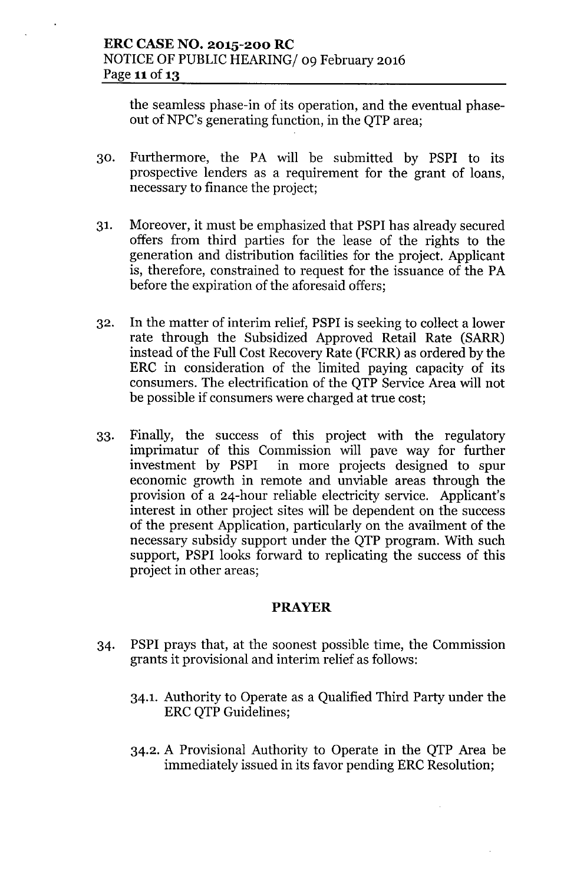the seamless phase-in of its operation, and the eventual phase-out of NPC's generating function, in the QTP area;

30. Furthermore, the PA will be submitted by PSPI to its prospective lenders as a requirement for the grant of loans, necessary to finance the project;

31. Moreover, it must be emphasized that PSPI has already secured offers from third parties for the lease of the rights to the generation and distribution facilities for the project. Applicant is, therefore, constrained to request for the issuance of the PA before the expiration of the aforesaid offers;

32. In the matter of interim relief, PSPI is seeking to collect a lower rate through the Subsidized Approved Retail Rate (SARR) instead of the Full Cost Recovery Rate (FCRR) as ordered by the ERC in consideration of the limited paying capacity of its consumers. The electrification of the QTP Service Area will not be possible if consumers were charged at true cost;

33. Finally, the success of this project with the regulatory imprimatur of this Commission will pave way for further investment by PSPI in more projects designed to spur economic growth in remote and unviable areas through the provision of a 24-hour reliable electricity service. Applicant's interest in other project sites will be dependent on the success of the present Application, particularly on the availment of the necessary subsidy support under the QTP program. With such support, PSPI looks forward to replicating the success of this project in other areas;

## PRAYER

34. PSPI prays that, at the soonest possible time, the Commission grants it provisional and interim relief as follows:

    34.1. Authority to Operate as a Qualified Third Party under the ERC QTP Guidelines;

    34.2. A Provisional Authority to Operate in the QTP Area be immediately issued in its favor pending ERC Resolution;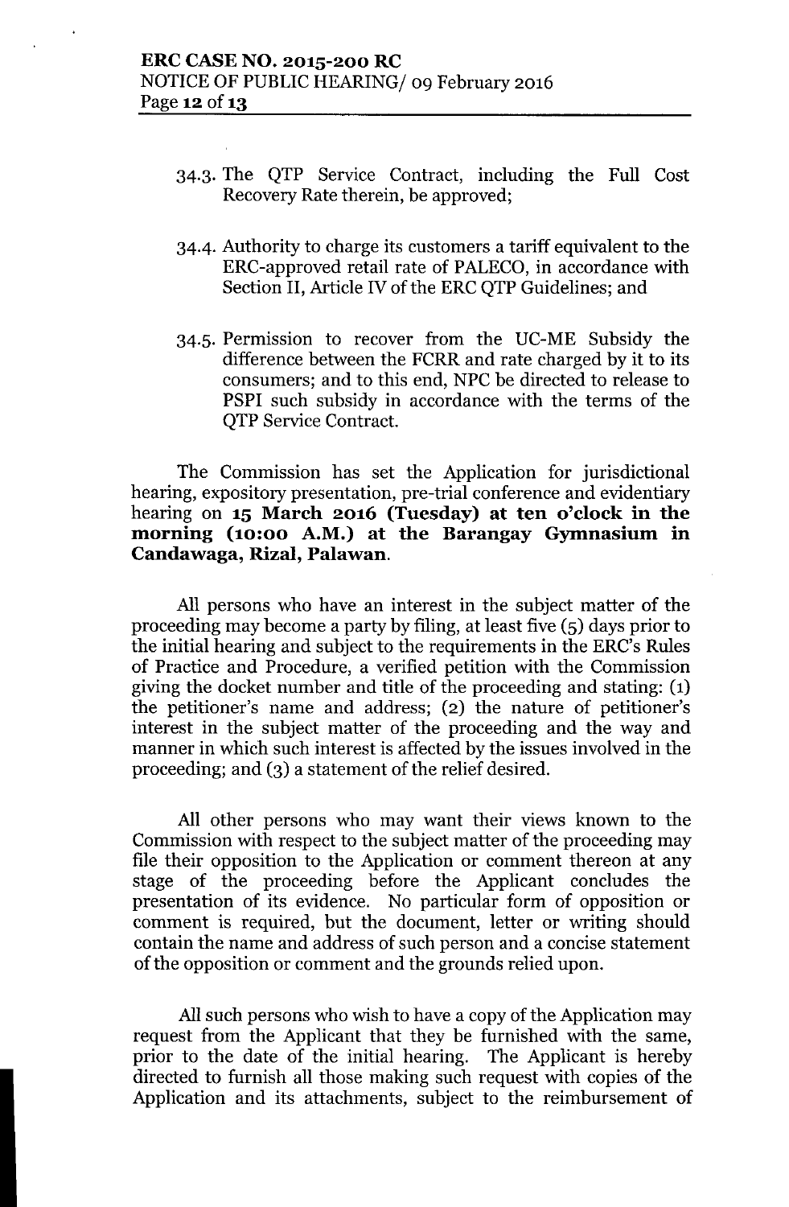34.3. The QTP Service Contract, including the Full Cost Recovery Rate therein, be approved;

34.4. Authority to charge its customers a tariff equivalent to the ERC-approved retail rate of PALECO, in accordance with Section II, Article IV of the ERC QTP Guidelines; and

34.5. Permission to recover from the UC-ME Subsidy the difference between the FCRR and rate charged by it to its consumers; and to this end, NPC be directed to release to PSPI such subsidy in accordance with the terms of the QTP Service Contract.

The Commission has set the Application for jurisdictional hearing, expository presentation, pre-trial conference and evidentiary hearing on **15 March 2016 (Tuesday) at ten o'clock in the morning (10:00 A.M.) at the Barangay Gymnasium in Candawaga, Rizal, Palawan.**

All persons who have an interest in the subject matter of the proceeding may become a party by filing, at least five (5) days prior to the initial hearing and subject to the requirements in the ERC's Rules of Practice and Procedure, a verified petition with the Commission giving the docket number and title of the proceeding and stating: (1) the petitioner's name and address; (2) the nature of petitioner's interest in the subject matter of the proceeding and the way and manner in which such interest is affected by the issues involved in the proceeding; and (3) a statement of the relief desired.

All other persons who may want their views known to the Commission with respect to the subject matter of the proceeding may file their opposition to the Application or comment thereon at any stage of the proceeding before the Applicant concludes the presentation of its evidence. No particular form of opposition or comment is required, but the document, letter or writing should contain the name and address of such person and a concise statement of the opposition or comment and the grounds relied upon.

All such persons who wish to have a copy of the Application may request from the Applicant that they be furnished with the same, prior to the date of the initial hearing. The Applicant is hereby directed to furnish all those making such request with copies of the Application and its attachments, subject to the reimbursement of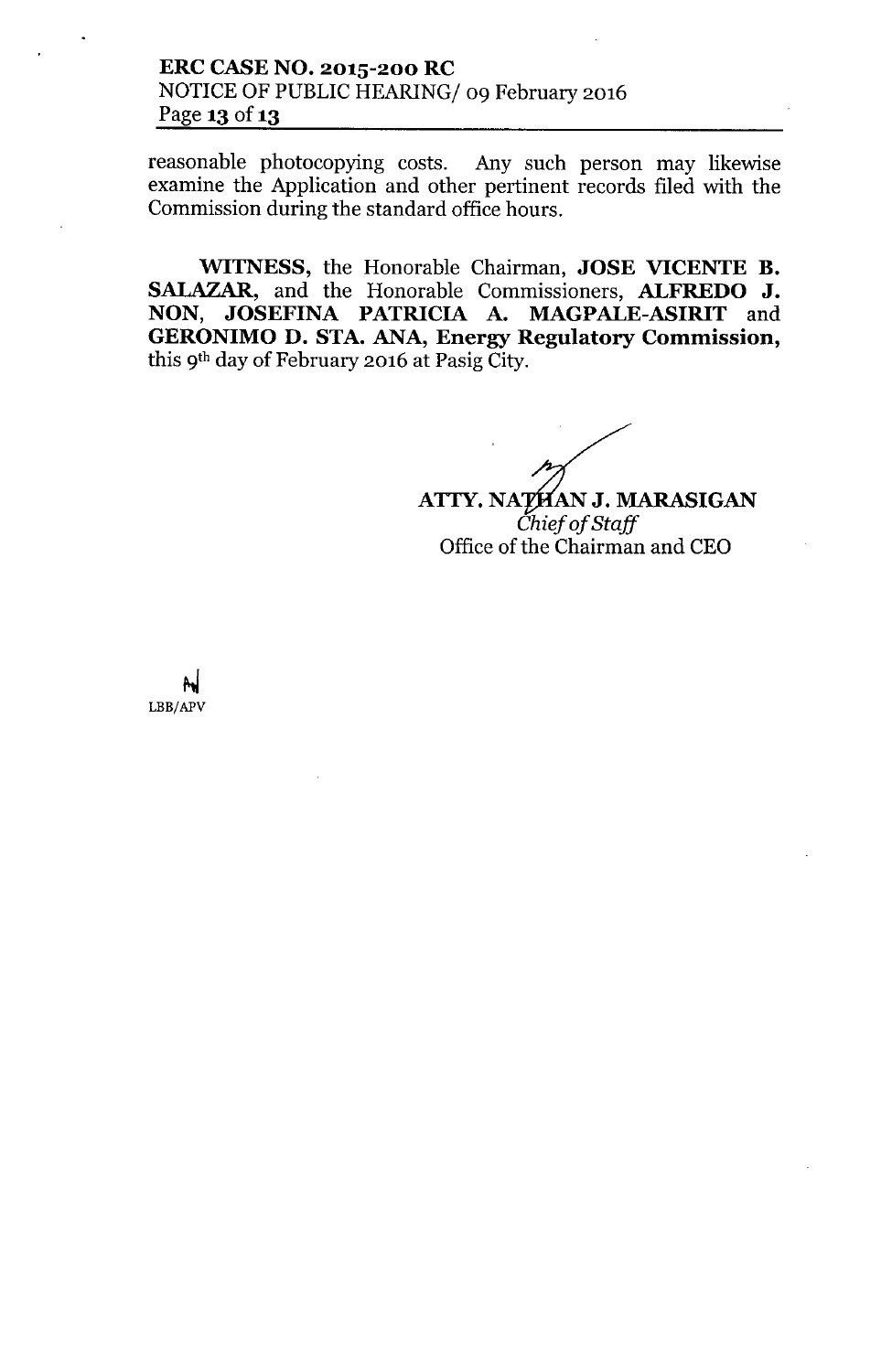reasonable photocopying costs. Any such person may likewise examine the Application and other pertinent records filed with the Commission during the standard office hours.

**WITNESS,** the Honorable Chairman, **JOSE VICENTE B. SALAZAR,** and the Honorable Commissioners, **ALFREDO J. NON, JOSEFINA PATRICIA A. MAGPALE-ASIRIT** and **GERONIMO D. STA. ANA, Energy Regulatory Commission,** this 9th day of February 2016 at Pasig City.

**ATTY. NATHAN J. MARASIGAN**
*Chief of Staff*
Office of the Chairman and CEO

LBB/APV